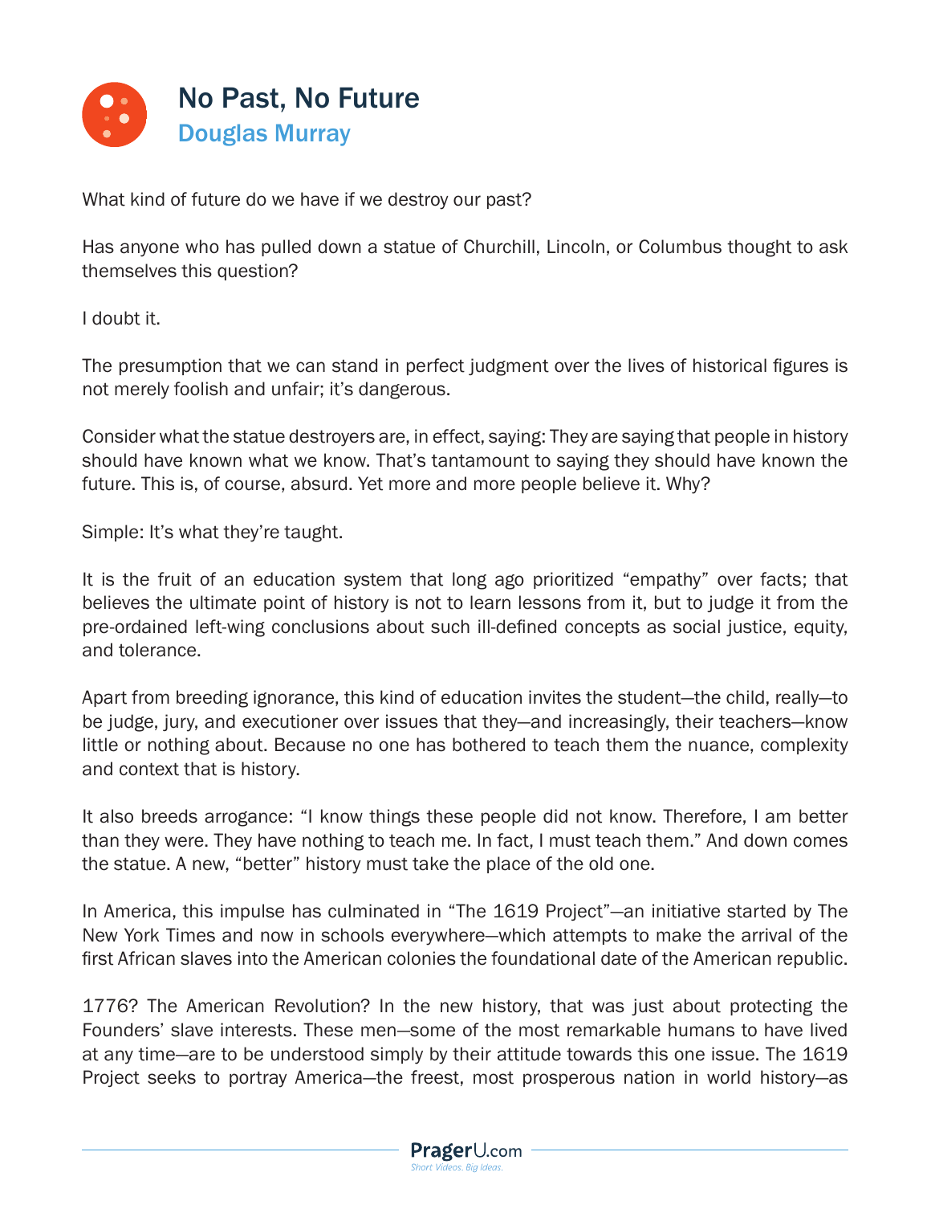# No Past, No Future

## Douglas Murray

What kind of future do we have if we destroy our past?

Has anyone who has pulled down a statue of Churchill, Lincoln, or Columbus thought to ask themselves this question?

I doubt it.

The presumption that we can stand in perfect judgment over the lives of historical figures is not merely foolish and unfair; it's dangerous.

Consider what the statue destroyers are, in effect, saying: They are saying that people in history should have known what we know. That's tantamount to saying they should have known the future. This is, of course, absurd. Yet more and more people believe it. Why?

Simple: It's what they're taught.

It is the fruit of an education system that long ago prioritized "empathy" over facts; that believes the ultimate point of history is not to learn lessons from it, but to judge it from the pre-ordained left-wing conclusions about such ill-defined concepts as social justice, equity, and tolerance.

Apart from breeding ignorance, this kind of education invites the student—the child, really—to be judge, jury, and executioner over issues that they—and increasingly, their teachers—know little or nothing about. Because no one has bothered to teach them the nuance, complexity and context that is history.

It also breeds arrogance: "I know things these people did not know. Therefore, I am better than they were. They have nothing to teach me. In fact, I must teach them." And down comes the statue. A new, "better" history must take the place of the old one.

In America, this impulse has culminated in "The 1619 Project"—an initiative started by The New York Times and now in schools everywhere—which attempts to make the arrival of the first African slaves into the American colonies the foundational date of the American republic.

1776? The American Revolution? In the new history, that was just about protecting the Founders' slave interests. These men—some of the most remarkable humans to have lived at any time—are to be understood simply by their attitude towards this one issue. The 1619 Project seeks to portray America—the freest, most prosperous nation in world history—as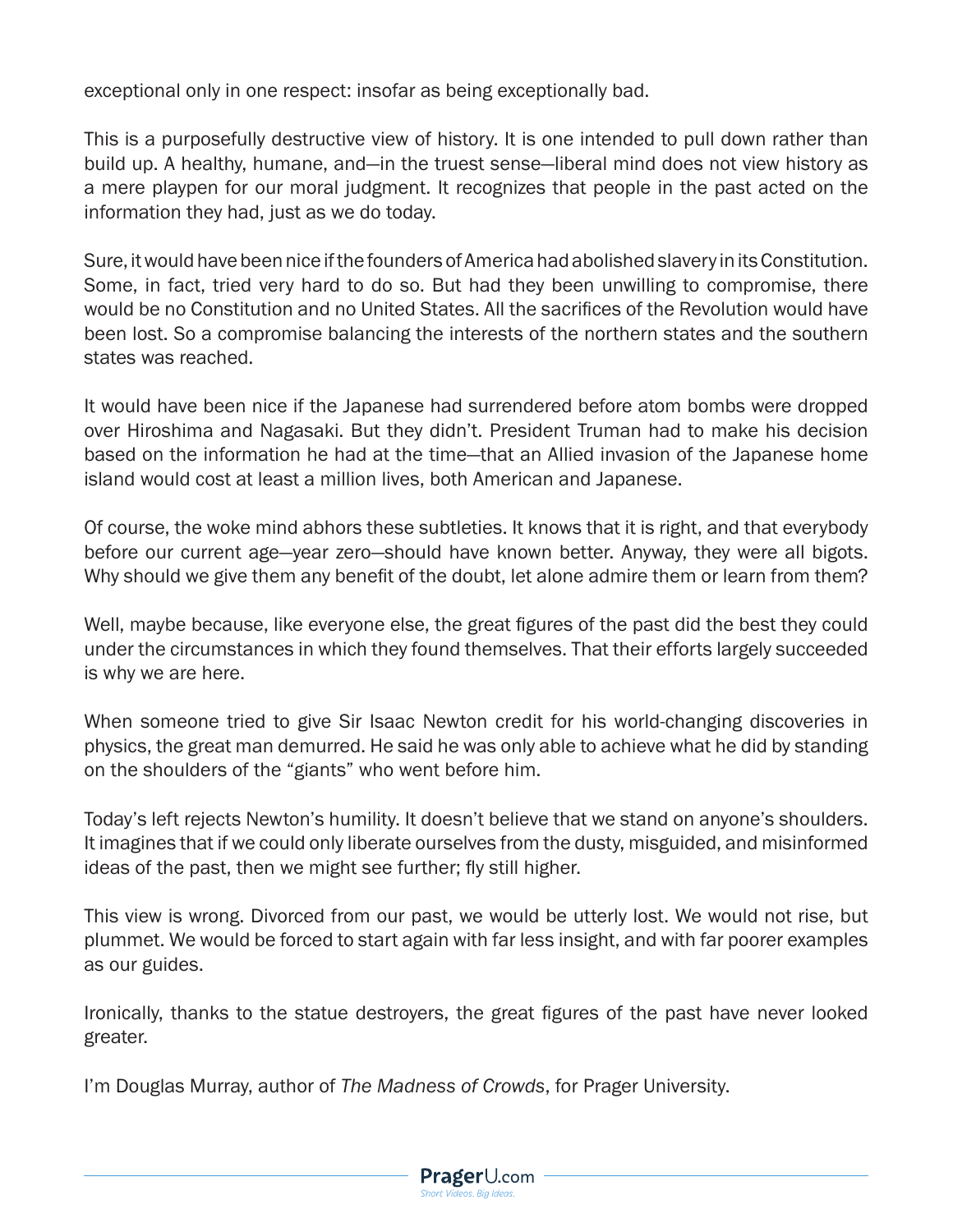exceptional only in one respect: insofar as being exceptionally bad.

This is a purposefully destructive view of history. It is one intended to pull down rather than build up. A healthy, humane, and—in the truest sense—liberal mind does not view history as a mere playpen for our moral judgment. It recognizes that people in the past acted on the information they had, just as we do today.

Sure, it would have been nice if the founders of America had abolished slavery in its Constitution. Some, in fact, tried very hard to do so. But had they been unwilling to compromise, there would be no Constitution and no United States. All the sacrifices of the Revolution would have been lost. So a compromise balancing the interests of the northern states and the southern states was reached.

It would have been nice if the Japanese had surrendered before atom bombs were dropped over Hiroshima and Nagasaki. But they didn't. President Truman had to make his decision based on the information he had at the time—that an Allied invasion of the Japanese home island would cost at least a million lives, both American and Japanese.

Of course, the woke mind abhors these subtleties. It knows that it is right, and that everybody before our current age—year zero—should have known better. Anyway, they were all bigots. Why should we give them any benefit of the doubt, let alone admire them or learn from them?

Well, maybe because, like everyone else, the great figures of the past did the best they could under the circumstances in which they found themselves. That their efforts largely succeeded is why we are here.

When someone tried to give Sir Isaac Newton credit for his world-changing discoveries in physics, the great man demurred. He said he was only able to achieve what he did by standing on the shoulders of the "giants" who went before him.

Today's left rejects Newton's humility. It doesn't believe that we stand on anyone's shoulders. It imagines that if we could only liberate ourselves from the dusty, misguided, and misinformed ideas of the past, then we might see further; fly still higher.

This view is wrong. Divorced from our past, we would be utterly lost. We would not rise, but plummet. We would be forced to start again with far less insight, and with far poorer examples as our guides.

Ironically, thanks to the statue destroyers, the great figures of the past have never looked greater.

I'm Douglas Murray, author of *The Madness of Crowds*, for Prager University.